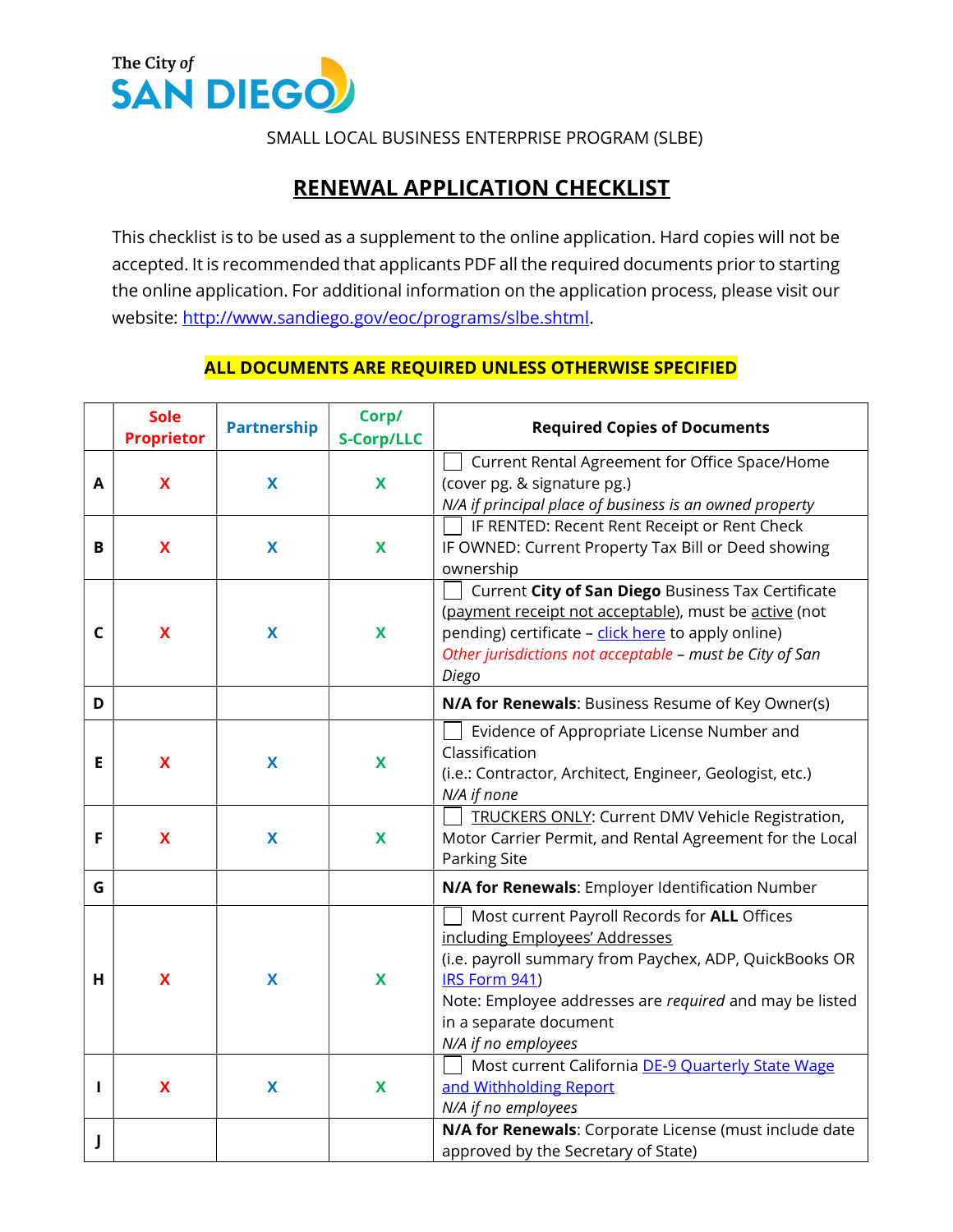The City of SAN DIEGO

SMALL LOCAL BUSINESS ENTERPRISE PROGRAM (SLBE)

## RENEWAL APPLICATION CHECKLIST

This checklist is to be used as a supplement to the online application. Hard copies will not be accepted. It is recommended that applicants PDF all the required documents prior to starting the online application. For additional information on the application process, please visit our website: http://www.sandiego.gov/eoc/programs/slbe.shtml.

**ALL DOCUMENTS ARE REQUIRED UNLESS OTHERWISE SPECIFIED**

| | Sole Proprietor | Partnership | Corp/ S-Corp/LLC | Required Copies of Documents |
|---|---|---|---|---|
| **A** | X | X | X | ☐ Current Rental Agreement for Office Space/Home (cover pg. & signature pg.) *N/A if principal place of business is an owned property* |
| **B** | X | X | X | ☐ IF RENTED: Recent Rent Receipt or Rent Check IF OWNED: Current Property Tax Bill or Deed showing ownership |
| **C** | X | X | X | ☐ Current **City of San Diego** Business Tax Certificate (payment receipt not acceptable), must be active (not pending) certificate – click here to apply online) *Other jurisdictions not acceptable – must be City of San Diego* |
| **D** | | | | **N/A for Renewals**: Business Resume of Key Owner(s) |
| **E** | X | X | X | ☐ Evidence of Appropriate License Number and Classification (i.e.: Contractor, Architect, Engineer, Geologist, etc.) *N/A if none* |
| **F** | X | X | X | ☐ TRUCKERS ONLY: Current DMV Vehicle Registration, Motor Carrier Permit, and Rental Agreement for the Local Parking Site |
| **G** | | | | **N/A for Renewals**: Employer Identification Number |
| **H** | X | X | X | ☐ Most current Payroll Records for **ALL** Offices including Employees' Addresses (i.e. payroll summary from Paychex, ADP, QuickBooks OR IRS Form 941) Note: Employee addresses are *required* and may be listed in a separate document *N/A if no employees* |
| **I** | X | X | X | ☐ Most current California DE-9 Quarterly State Wage and Withholding Report *N/A if no employees* |
| **J** | | | | **N/A for Renewals**: Corporate License (must include date approved by the Secretary of State) |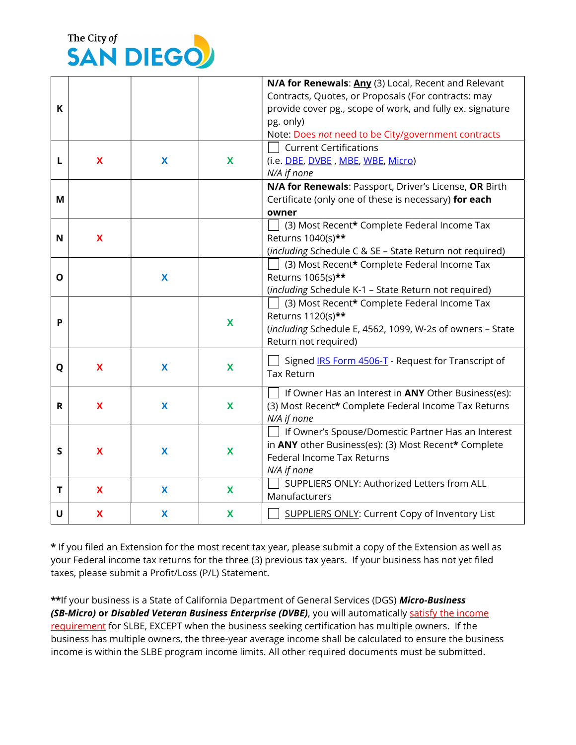| | | | | |
|---|---|---|---|---|
| K | | | | **N/A for Renewals**: **Any** (3) Local, Recent and Relevant Contracts, Quotes, or Proposals (For contracts: may provide cover pg., scope of work, and fully ex. signature pg. only)<br>Note: Does *not* need to be City/government contracts |
| L | X | X | X | ☐ Current Certifications<br>(i.e. DBE, DVBE , MBE, WBE, Micro)<br>*N/A if none* |
| M | | | | **N/A for Renewals**: Passport, Driver's License, **OR** Birth Certificate (only one of these is necessary) **for each owner** |
| N | X | | | ☐ (3) Most Recent**\*** Complete Federal Income Tax Returns 1040(s)**\*\***<br>(*including* Schedule C & SE – State Return not required) |
| O | | X | | ☐ (3) Most Recent**\*** Complete Federal Income Tax Returns 1065(s)**\*\***<br>(*including* Schedule K-1 – State Return not required) |
| P | | | X | ☐ (3) Most Recent**\*** Complete Federal Income Tax Returns 1120(s)**\*\***<br>(*including* Schedule E, 4562, 1099, W-2s of owners – State Return not required) |
| Q | X | X | X | ☐ Signed IRS Form 4506-T - Request for Transcript of Tax Return |
| R | X | X | X | ☐ If Owner Has an Interest in **ANY** Other Business(es): (3) Most Recent**\*** Complete Federal Income Tax Returns<br>*N/A if none* |
| S | X | X | X | ☐ If Owner's Spouse/Domestic Partner Has an Interest in **ANY** other Business(es): (3) Most Recent**\*** Complete Federal Income Tax Returns<br>*N/A if none* |
| T | X | X | X | ☐ SUPPLIERS ONLY: Authorized Letters from ALL Manufacturers |
| U | X | X | X | ☐ SUPPLIERS ONLY: Current Copy of Inventory List |

**\*** If you filed an Extension for the most recent tax year, please submit a copy of the Extension as well as your Federal income tax returns for the three (3) previous tax years. If your business has not yet filed taxes, please submit a Profit/Loss (P/L) Statement.

**\*\***If your business is a State of California Department of General Services (DGS) ***Micro-Business (SB-Micro)*** **or** ***Disabled Veteran Business Enterprise (DVBE)***, you will automatically satisfy the income requirement for SLBE, EXCEPT when the business seeking certification has multiple owners. If the business has multiple owners, the three-year average income shall be calculated to ensure the business income is within the SLBE program income limits. All other required documents must be submitted.